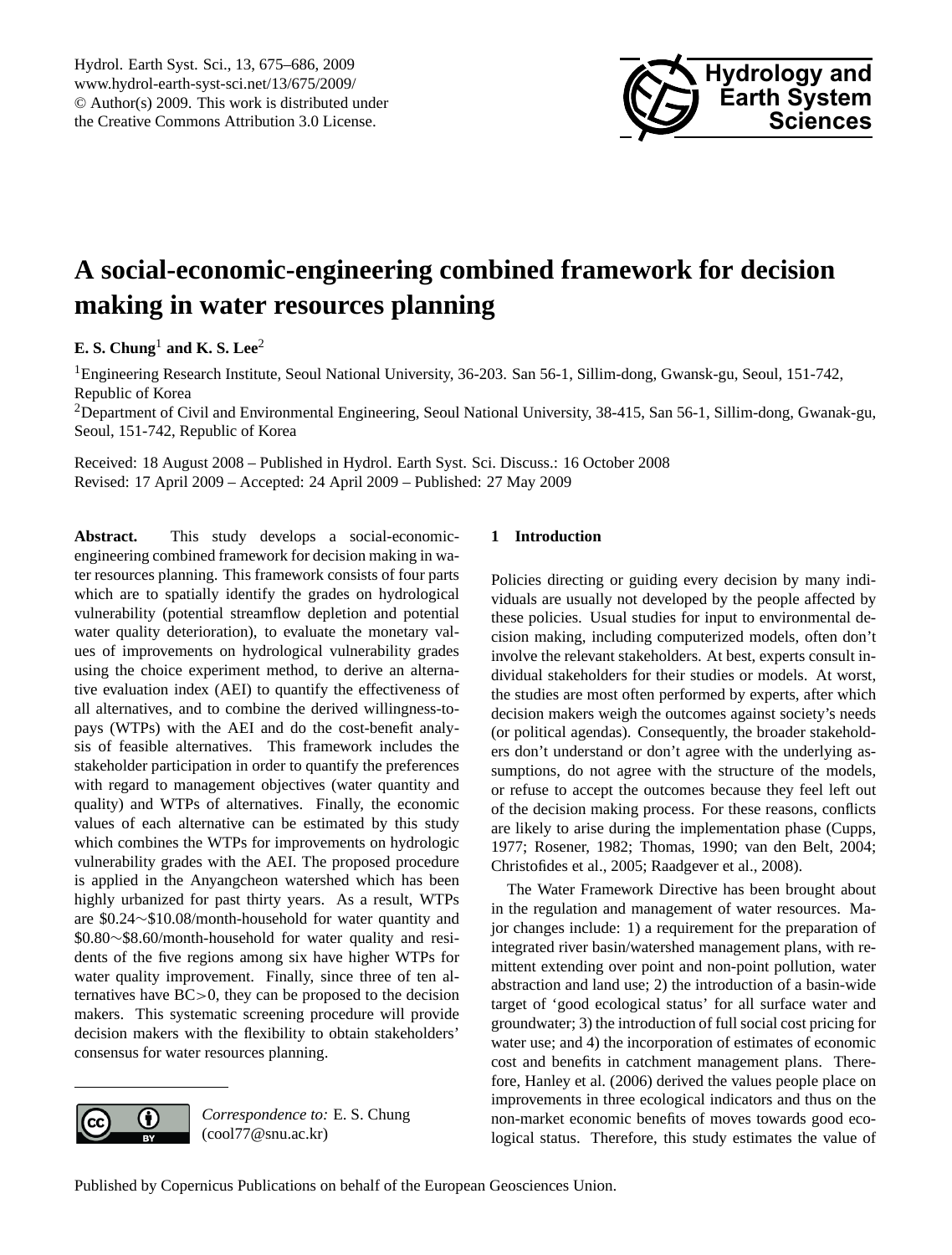# A social-economic-engineering combined framework for decision making in water resources planning

**E. S. Chung**[1] **and K. S. Lee**[2]

[1]Engineering Research Institute, Seoul National University, 36-203. San 56-1, Sillim-dong, Gwansk-gu, Seoul, 151-742, Republic of Korea

[2]Department of Civil and Environmental Engineering, Seoul National University, 38-415, San 56-1, Sillim-dong, Gwanak-gu, Seoul, 151-742, Republic of Korea

Received: 18 August 2008 – Published in Hydrol. Earth Syst. Sci. Discuss.: 16 October 2008
Revised: 17 April 2009 – Accepted: 24 April 2009 – Published: 27 May 2009

**Abstract.** This study develops a social-economic-engineering combined framework for decision making in water resources planning. This framework consists of four parts which are to spatially identify the grades on hydrological vulnerability (potential streamflow depletion and potential water quality deterioration), to evaluate the monetary values of improvements on hydrological vulnerability grades using the choice experiment method, to derive an alternative evaluation index (AEI) to quantify the effectiveness of all alternatives, and to combine the derived willingness-to-pays (WTPs) with the AEI and do the cost-benefit analysis of feasible alternatives. This framework includes the stakeholder participation in order to quantify the preferences with regard to management objectives (water quantity and quality) and WTPs of alternatives. Finally, the economic values of each alternative can be estimated by this study which combines the WTPs for improvements on hydrologic vulnerability grades with the AEI. The proposed procedure is applied in the Anyangcheon watershed which has been highly urbanized for past thirty years. As a result, WTPs are \$0.24$\sim$\$10.08/month-household for water quantity and \$0.80$\sim$\$8.60/month-household for water quality and residents of the five regions among six have higher WTPs for water quality improvement. Finally, since three of ten alternatives have BC$>$0, they can be proposed to the decision makers. This systematic screening procedure will provide decision makers with the flexibility to obtain stakeholders' consensus for water resources planning.

*Correspondence to:* E. S. Chung (cool77@snu.ac.kr)

## 1 Introduction

Policies directing or guiding every decision by many individuals are usually not developed by the people affected by these policies. Usual studies for input to environmental decision making, including computerized models, often don't involve the relevant stakeholders. At best, experts consult individual stakeholders for their studies or models. At worst, the studies are most often performed by experts, after which decision makers weigh the outcomes against society's needs (or political agendas). Consequently, the broader stakeholders don't understand or don't agree with the underlying assumptions, do not agree with the structure of the models, or refuse to accept the outcomes because they feel left out of the decision making process. For these reasons, conflicts are likely to arise during the implementation phase (Cupps, 1977; Rosener, 1982; Thomas, 1990; van den Belt, 2004; Christofides et al., 2005; Raadgever et al., 2008).

The Water Framework Directive has been brought about in the regulation and management of water resources. Major changes include: 1) a requirement for the preparation of integrated river basin/watershed management plans, with remittent extending over point and non-point pollution, water abstraction and land use; 2) the introduction of a basin-wide target of 'good ecological status' for all surface water and groundwater; 3) the introduction of full social cost pricing for water use; and 4) the incorporation of estimates of economic cost and benefits in catchment management plans. Therefore, Hanley et al. (2006) derived the values people place on improvements in three ecological indicators and thus on the non-market economic benefits of moves towards good ecological status. Therefore, this study estimates the value of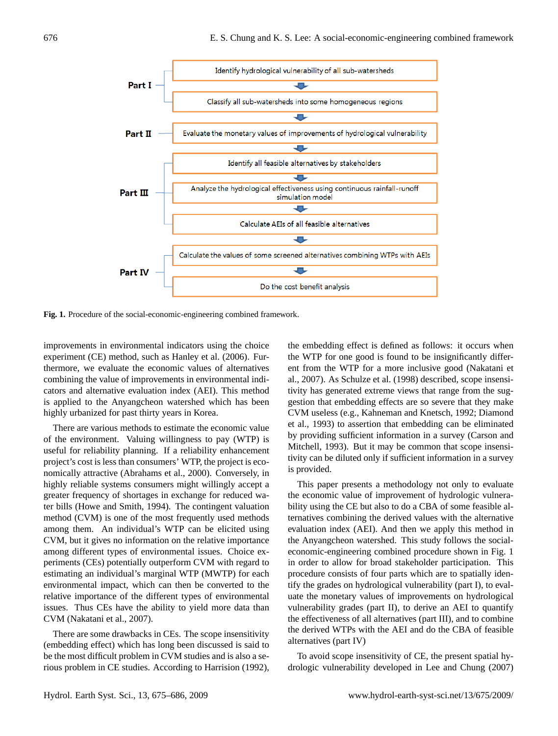**Part I**

- Identify hydrological vulnerability of all sub-watersheds
- Classify all sub-watersheds into some homogeneous regions

**Part II**

- Evaluate the monetary values of improvements of hydrological vulnerability

**Part III**

- Identify all feasible alternatives by stakeholders
- Analyze the hydrological effectiveness using continuous rainfall-runoff simulation model
- Calculate AEIs of all feasible alternatives

**Part IV**

- Calculate the values of some screened alternatives combining WTPs with AEIs
- Do the cost benefit analysis

**Fig. 1.** Procedure of the social-economic-engineering combined framework.

improvements in environmental indicators using the choice experiment (CE) method, such as Hanley et al. (2006). Furthermore, we evaluate the economic values of alternatives combining the value of improvements in environmental indicators and alternative evaluation index (AEI). This method is applied to the Anyangcheon watershed which has been highly urbanized for past thirty years in Korea.

There are various methods to estimate the economic value of the environment. Valuing willingness to pay (WTP) is useful for reliability planning. If a reliability enhancement project's cost is less than consumers' WTP, the project is economically attractive (Abrahams et al., 2000). Conversely, in highly reliable systems consumers might willingly accept a greater frequency of shortages in exchange for reduced water bills (Howe and Smith, 1994). The contingent valuation method (CVM) is one of the most frequently used methods among them. An individual's WTP can be elicited using CVM, but it gives no information on the relative importance among different types of environmental issues. Choice experiments (CEs) potentially outperform CVM with regard to estimating an individual's marginal WTP (MWTP) for each environmental impact, which can then be converted to the relative importance of the different types of environmental issues. Thus CEs have the ability to yield more data than CVM (Nakatani et al., 2007).

There are some drawbacks in CEs. The scope insensitivity (embedding effect) which has long been discussed is said to be the most difficult problem in CVM studies and is also a serious problem in CE studies. According to Harrision (1992), the embedding effect is defined as follows: it occurs when the WTP for one good is found to be insignificantly different from the WTP for a more inclusive good (Nakatani et al., 2007). As Schulze et al. (1998) described, scope insensitivity has generated extreme views that range from the suggestion that embedding effects are so severe that they make CVM useless (e.g., Kahneman and Knetsch, 1992; Diamond et al., 1993) to assertion that embedding can be eliminated by providing sufficient information in a survey (Carson and Mitchell, 1993). But it may be common that scope insensitivity can be diluted only if sufficient information in a survey is provided.

This paper presents a methodology not only to evaluate the economic value of improvement of hydrologic vulnerability using the CE but also to do a CBA of some feasible alternatives combining the derived values with the alternative evaluation index (AEI). And then we apply this method in the Anyangcheon watershed. This study follows the social-economic-engineering combined procedure shown in Fig. 1 in order to allow for broad stakeholder participation. This procedure consists of four parts which are to spatially identify the grades on hydrological vulnerability (part I), to evaluate the monetary values of improvements on hydrological vulnerability grades (part II), to derive an AEI to quantify the effectiveness of all alternatives (part III), and to combine the derived WTPs with the AEI and do the CBA of feasible alternatives (part IV)

To avoid scope insensitivity of CE, the present spatial hydrologic vulnerability developed in Lee and Chung (2007)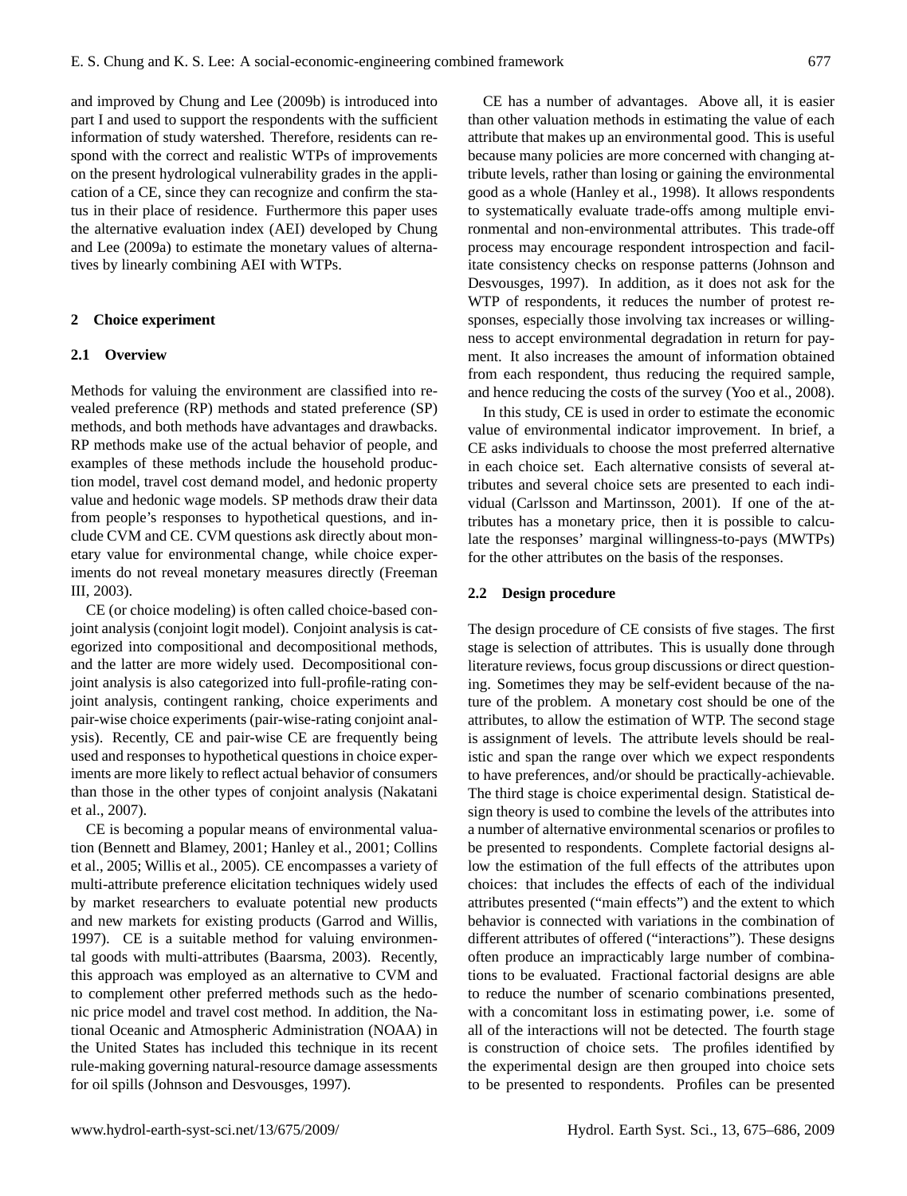and improved by Chung and Lee (2009b) is introduced into part I and used to support the respondents with the sufficient information of study watershed. Therefore, residents can respond with the correct and realistic WTPs of improvements on the present hydrological vulnerability grades in the application of a CE, since they can recognize and confirm the status in their place of residence. Furthermore this paper uses the alternative evaluation index (AEI) developed by Chung and Lee (2009a) to estimate the monetary values of alternatives by linearly combining AEI with WTPs.

## 2 Choice experiment

### 2.1 Overview

Methods for valuing the environment are classified into revealed preference (RP) methods and stated preference (SP) methods, and both methods have advantages and drawbacks. RP methods make use of the actual behavior of people, and examples of these methods include the household production model, travel cost demand model, and hedonic property value and hedonic wage models. SP methods draw their data from people's responses to hypothetical questions, and include CVM and CE. CVM questions ask directly about monetary value for environmental change, while choice experiments do not reveal monetary measures directly (Freeman III, 2003).

CE (or choice modeling) is often called choice-based conjoint analysis (conjoint logit model). Conjoint analysis is categorized into compositional and decompositional methods, and the latter are more widely used. Decompositional conjoint analysis is also categorized into full-profile-rating conjoint analysis, contingent ranking, choice experiments and pair-wise choice experiments (pair-wise-rating conjoint analysis). Recently, CE and pair-wise CE are frequently being used and responses to hypothetical questions in choice experiments are more likely to reflect actual behavior of consumers than those in the other types of conjoint analysis (Nakatani et al., 2007).

CE is becoming a popular means of environmental valuation (Bennett and Blamey, 2001; Hanley et al., 2001; Collins et al., 2005; Willis et al., 2005). CE encompasses a variety of multi-attribute preference elicitation techniques widely used by market researchers to evaluate potential new products and new markets for existing products (Garrod and Willis, 1997). CE is a suitable method for valuing environmental goods with multi-attributes (Baarsma, 2003). Recently, this approach was employed as an alternative to CVM and to complement other preferred methods such as the hedonic price model and travel cost method. In addition, the National Oceanic and Atmospheric Administration (NOAA) in the United States has included this technique in its recent rule-making governing natural-resource damage assessments for oil spills (Johnson and Desvousges, 1997).

CE has a number of advantages. Above all, it is easier than other valuation methods in estimating the value of each attribute that makes up an environmental good. This is useful because many policies are more concerned with changing attribute levels, rather than losing or gaining the environmental good as a whole (Hanley et al., 1998). It allows respondents to systematically evaluate trade-offs among multiple environmental and non-environmental attributes. This trade-off process may encourage respondent introspection and facilitate consistency checks on response patterns (Johnson and Desvousges, 1997). In addition, as it does not ask for the WTP of respondents, it reduces the number of protest responses, especially those involving tax increases or willingness to accept environmental degradation in return for payment. It also increases the amount of information obtained from each respondent, thus reducing the required sample, and hence reducing the costs of the survey (Yoo et al., 2008).

In this study, CE is used in order to estimate the economic value of environmental indicator improvement. In brief, a CE asks individuals to choose the most preferred alternative in each choice set. Each alternative consists of several attributes and several choice sets are presented to each individual (Carlsson and Martinsson, 2001). If one of the attributes has a monetary price, then it is possible to calculate the responses' marginal willingness-to-pays (MWTPs) for the other attributes on the basis of the responses.

### 2.2 Design procedure

The design procedure of CE consists of five stages. The first stage is selection of attributes. This is usually done through literature reviews, focus group discussions or direct questioning. Sometimes they may be self-evident because of the nature of the problem. A monetary cost should be one of the attributes, to allow the estimation of WTP. The second stage is assignment of levels. The attribute levels should be realistic and span the range over which we expect respondents to have preferences, and/or should be practically-achievable. The third stage is choice experimental design. Statistical design theory is used to combine the levels of the attributes into a number of alternative environmental scenarios or profiles to be presented to respondents. Complete factorial designs allow the estimation of the full effects of the attributes upon choices: that includes the effects of each of the individual attributes presented ("main effects") and the extent to which behavior is connected with variations in the combination of different attributes of offered ("interactions"). These designs often produce an impracticably large number of combinations to be evaluated. Fractional factorial designs are able to reduce the number of scenario combinations presented, with a concomitant loss in estimating power, i.e. some of all of the interactions will not be detected. The fourth stage is construction of choice sets. The profiles identified by the experimental design are then grouped into choice sets to be presented to respondents. Profiles can be presented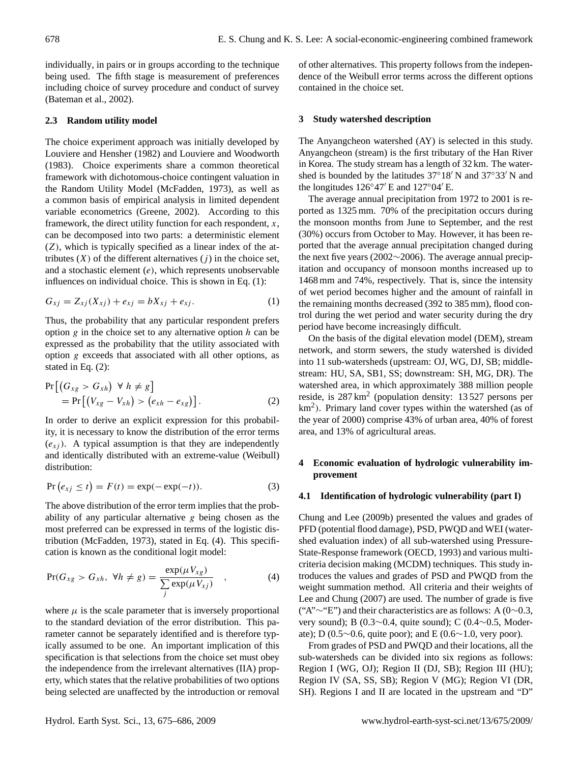individually, in pairs or in groups according to the technique being used. The fifth stage is measurement of preferences including choice of survey procedure and conduct of survey (Bateman et al., 2002).

### 2.3 Random utility model

The choice experiment approach was initially developed by Louviere and Hensher (1982) and Louviere and Woodworth (1983). Choice experiments share a common theoretical framework with dichotomous-choice contingent valuation in the Random Utility Model (McFadden, 1973), as well as a common basis of empirical analysis in limited dependent variable econometrics (Greene, 2002). According to this framework, the direct utility function for each respondent, $x$, can be decomposed into two parts: a deterministic element ($Z$), which is typically specified as a linear index of the attributes ($X$) of the different alternatives ($j$) in the choice set, and a stochastic element ($e$), which represents unobservable influences on individual choice. This is shown in Eq. (1):

$$G_{xj} = Z_{xj}(X_{xj}) + e_{xj} = bX_{xj} + e_{xj}. \tag{1}$$

Thus, the probability that any particular respondent prefers option $g$ in the choice set to any alternative option $h$ can be expressed as the probability that the utility associated with option $g$ exceeds that associated with all other options, as stated in Eq. (2):

$$\begin{aligned}\Pr\left[\left(G_{xg} > G_{xh}\right)\ \forall\ h \neq g\right] \\ = \Pr\left[\left(V_{xg} - V_{xh}\right) > \left(e_{xh} - e_{xg}\right)\right].\end{aligned} \tag{2}$$

In order to derive an explicit expression for this probability, it is necessary to know the distribution of the error terms ($e_{xj}$). A typical assumption is that they are independently and identically distributed with an extreme-value (Weibull) distribution:

$$\Pr\left(e_{xj} \leq t\right) = F(t) = \exp(-\exp(-t)). \tag{3}$$

The above distribution of the error term implies that the probability of any particular alternative $g$ being chosen as the most preferred can be expressed in terms of the logistic distribution (McFadden, 1973), stated in Eq. (4). This specification is known as the conditional logit model:

$$\Pr(G_{xg} > G_{xh},\ \forall h \neq g) = \frac{\exp(\mu V_{xg})}{\sum\limits_{j} \exp(\mu V_{xj})} \quad , \tag{4}$$

where $\mu$ is the scale parameter that is inversely proportional to the standard deviation of the error distribution. This parameter cannot be separately identified and is therefore typically assumed to be one. An important implication of this specification is that selections from the choice set must obey the independence from the irrelevant alternatives (IIA) property, which states that the relative probabilities of two options being selected are unaffected by the introduction or removal of other alternatives. This property follows from the independence of the Weibull error terms across the different options contained in the choice set.

## 3 Study watershed description

The Anyangcheon watershed (AY) is selected in this study. Anyangcheon (stream) is the first tributary of the Han River in Korea. The study stream has a length of 32 km. The watershed is bounded by the latitudes 37°18′ N and 37°33′ N and the longitudes 126°47′ E and 127°04′ E.

The average annual precipitation from 1972 to 2001 is reported as 1325 mm. 70% of the precipitation occurs during the monsoon months from June to September, and the rest (30%) occurs from October to May. However, it has been reported that the average annual precipitation changed during the next five years (2002∼2006). The average annual precipitation and occupancy of monsoon months increased up to 1468 mm and 74%, respectively. That is, since the intensity of wet period becomes higher and the amount of rainfall in the remaining months decreased (392 to 385 mm), flood control during the wet period and water security during the dry period have become increasingly difficult.

On the basis of the digital elevation model (DEM), stream network, and storm sewers, the study watershed is divided into 11 sub-watersheds (upstream: OJ, WG, DJ, SB; middlestream: HU, SA, SB1, SS; downstream: SH, MG, DR). The watershed area, in which approximately 388 million people reside, is 287 km$^2$ (population density: 13 527 persons per km$^2$). Primary land cover types within the watershed (as of the year of 2000) comprise 43% of urban area, 40% of forest area, and 13% of agricultural areas.

## 4 Economic evaluation of hydrologic vulnerability improvement

### 4.1 Identification of hydrologic vulnerability (part I)

Chung and Lee (2009b) presented the values and grades of PFD (potential flood damage), PSD, PWQD and WEI (watershed evaluation index) of all sub-watershed using Pressure-State-Response framework (OECD, 1993) and various multi-criteria decision making (MCDM) techniques. This study introduces the values and grades of PSD and PWQD from the weight summation method. All criteria and their weights of Lee and Chung (2007) are used. The number of grade is five ("A"∼"E") and their characteristics are as follows: A (0∼0.3, very sound); B (0.3∼0.4, quite sound); C (0.4∼0.5, Moderate); D (0.5∼0.6, quite poor); and E (0.6∼1.0, very poor).

From grades of PSD and PWQD and their locations, all the sub-watersheds can be divided into six regions as follows: Region I (WG, OJ); Region II (DJ, SB); Region III (HU); Region IV (SA, SS, SB); Region V (MG); Region VI (DR, SH). Regions I and II are located in the upstream and "D"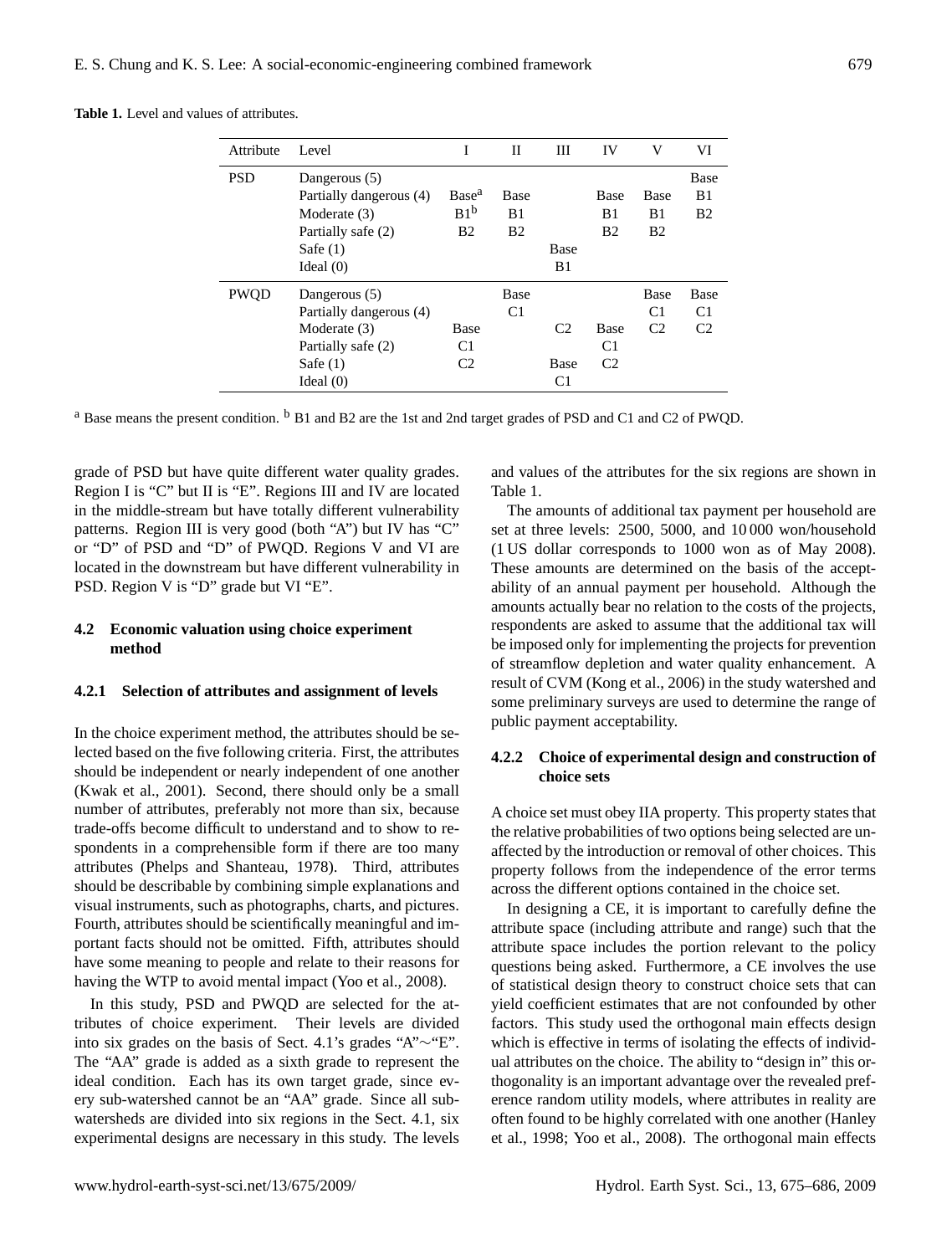**Table 1.** Level and values of attributes.

| Attribute | Level | I | II | III | IV | V | VI |
|---|---|---|---|---|---|---|---|
| PSD | Dangerous (5) | | | | | | Base |
| | Partially dangerous (4) | Base[a] | Base | | Base | Base | B1 |
| | Moderate (3) | B1[b] | B1 | | B1 | B1 | B2 |
| | Partially safe (2) | B2 | B2 | | B2 | B2 | |
| | Safe (1) | | | Base | | | |
| | Ideal (0) | | | B1 | | | |
| PWQD | Dangerous (5) | | Base | | | Base | Base |
| | Partially dangerous (4) | | C1 | | | C1 | C1 |
| | Moderate (3) | Base | | C2 | Base | C2 | C2 |
| | Partially safe (2) | C1 | | | C1 | | |
| | Safe (1) | C2 | | Base | C2 | | |
| | Ideal (0) | | | C1 | | | |

[a] Base means the present condition. [b] B1 and B2 are the 1st and 2nd target grades of PSD and C1 and C2 of PWQD.

grade of PSD but have quite different water quality grades. Region I is "C" but II is "E". Regions III and IV are located in the middle-stream but have totally different vulnerability patterns. Region III is very good (both "A") but IV has "C" or "D" of PSD and "D" of PWQD. Regions V and VI are located in the downstream but have different vulnerability in PSD. Region V is "D" grade but VI "E".

### 4.2 Economic valuation using choice experiment method

#### 4.2.1 Selection of attributes and assignment of levels

In the choice experiment method, the attributes should be selected based on the five following criteria. First, the attributes should be independent or nearly independent of one another (Kwak et al., 2001). Second, there should only be a small number of attributes, preferably not more than six, because trade-offs become difficult to understand and to show to respondents in a comprehensible form if there are too many attributes (Phelps and Shanteau, 1978). Third, attributes should be describable by combining simple explanations and visual instruments, such as photographs, charts, and pictures. Fourth, attributes should be scientifically meaningful and important facts should not be omitted. Fifth, attributes should have some meaning to people and relate to their reasons for having the WTP to avoid mental impact (Yoo et al., 2008).

In this study, PSD and PWQD are selected for the attributes of choice experiment. Their levels are divided into six grades on the basis of Sect. 4.1's grades "A"∼"E". The "AA" grade is added as a sixth grade to represent the ideal condition. Each has its own target grade, since every sub-watershed cannot be an "AA" grade. Since all sub-watersheds are divided into six regions in the Sect. 4.1, six experimental designs are necessary in this study. The levels and values of the attributes for the six regions are shown in Table 1.

The amounts of additional tax payment per household are set at three levels: 2500, 5000, and 10 000 won/household (1 US dollar corresponds to 1000 won as of May 2008). These amounts are determined on the basis of the acceptability of an annual payment per household. Although the amounts actually bear no relation to the costs of the projects, respondents are asked to assume that the additional tax will be imposed only for implementing the projects for prevention of streamflow depletion and water quality enhancement. A result of CVM (Kong et al., 2006) in the study watershed and some preliminary surveys are used to determine the range of public payment acceptability.

#### 4.2.2 Choice of experimental design and construction of choice sets

A choice set must obey IIA property. This property states that the relative probabilities of two options being selected are unaffected by the introduction or removal of other choices. This property follows from the independence of the error terms across the different options contained in the choice set.

In designing a CE, it is important to carefully define the attribute space (including attribute and range) such that the attribute space includes the portion relevant to the policy questions being asked. Furthermore, a CE involves the use of statistical design theory to construct choice sets that can yield coefficient estimates that are not confounded by other factors. This study used the orthogonal main effects design which is effective in terms of isolating the effects of individual attributes on the choice. The ability to "design in" this orthogonality is an important advantage over the revealed preference random utility models, where attributes in reality are often found to be highly correlated with one another (Hanley et al., 1998; Yoo et al., 2008). The orthogonal main effects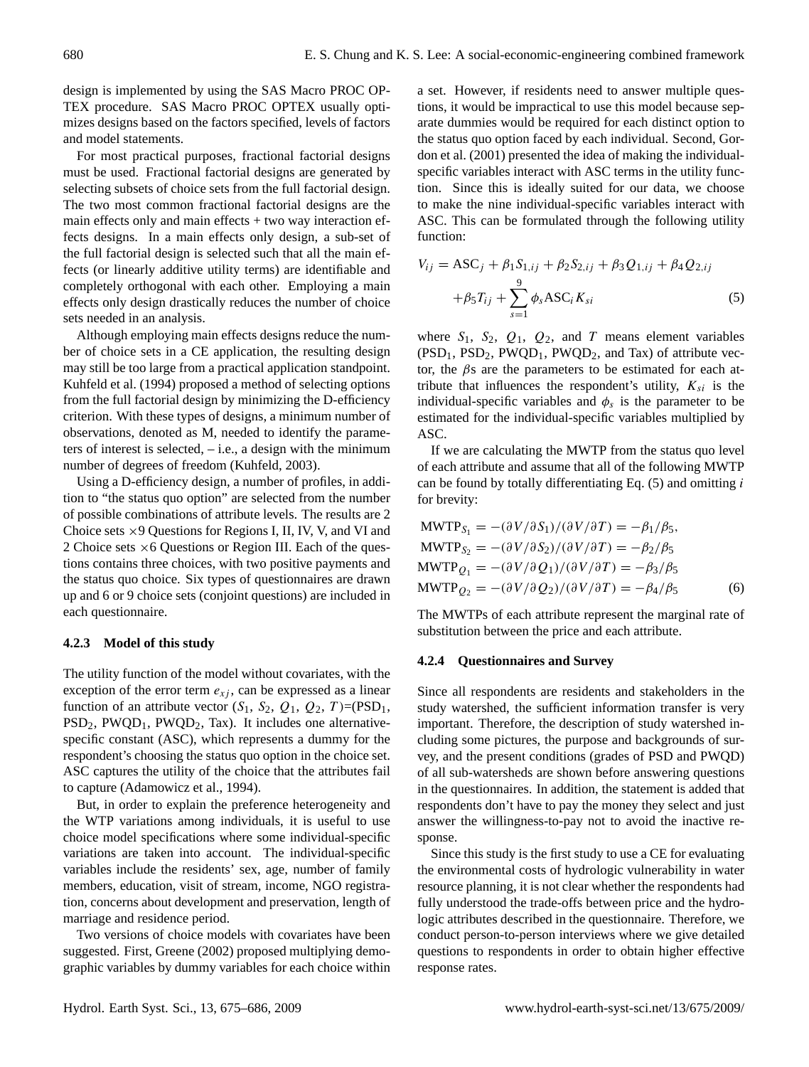design is implemented by using the SAS Macro PROC OPTEX procedure. SAS Macro PROC OPTEX usually optimizes designs based on the factors specified, levels of factors and model statements.

For most practical purposes, fractional factorial designs must be used. Fractional factorial designs are generated by selecting subsets of choice sets from the full factorial design. The two most common fractional factorial designs are the main effects only and main effects + two way interaction effects designs. In a main effects only design, a sub-set of the full factorial design is selected such that all the main effects (or linearly additive utility terms) are identifiable and completely orthogonal with each other. Employing a main effects only design drastically reduces the number of choice sets needed in an analysis.

Although employing main effects designs reduce the number of choice sets in a CE application, the resulting design may still be too large from a practical application standpoint. Kuhfeld et al. (1994) proposed a method of selecting options from the full factorial design by minimizing the D-efficiency criterion. With these types of designs, a minimum number of observations, denoted as M, needed to identify the parameters of interest is selected, – i.e., a design with the minimum number of degrees of freedom (Kuhfeld, 2003).

Using a D-efficiency design, a number of profiles, in addition to "the status quo option" are selected from the number of possible combinations of attribute levels. The results are 2 Choice sets ×9 Questions for Regions I, II, IV, V, and VI and 2 Choice sets ×6 Questions or Region III. Each of the questions contains three choices, with two positive payments and the status quo choice. Six types of questionnaires are drawn up and 6 or 9 choice sets (conjoint questions) are included in each questionnaire.

#### 4.2.3 Model of this study

The utility function of the model without covariates, with the exception of the error term $e_{xj}$, can be expressed as a linear function of an attribute vector ($S_1$, $S_2$, $Q_1$, $Q_2$, $T$)=($PSD_1$, $PSD_2$, $PWQD_1$, $PWQD_2$, Tax). It includes one alternative-specific constant (ASC), which represents a dummy for the respondent's choosing the status quo option in the choice set. ASC captures the utility of the choice that the attributes fail to capture (Adamowicz et al., 1994).

But, in order to explain the preference heterogeneity and the WTP variations among individuals, it is useful to use choice model specifications where some individual-specific variations are taken into account. The individual-specific variables include the residents' sex, age, number of family members, education, visit of stream, income, NGO registration, concerns about development and preservation, length of marriage and residence period.

Two versions of choice models with covariates have been suggested. First, Greene (2002) proposed multiplying demographic variables by dummy variables for each choice within a set. However, if residents need to answer multiple questions, it would be impractical to use this model because separate dummies would be required for each distinct option to the status quo option faced by each individual. Second, Gordon et al. (2001) presented the idea of making the individual-specific variables interact with ASC terms in the utility function. Since this is ideally suited for our data, we choose to make the nine individual-specific variables interact with ASC. This can be formulated through the following utility function:

$$V_{ij} = \text{ASC}_j + \beta_1 S_{1,ij} + \beta_2 S_{2,ij} + \beta_3 Q_{1,ij} + \beta_4 Q_{2,ij} + \beta_5 T_{ij} + \sum_{s=1}^{9} \phi_s \text{ASC}_i K_{si} \tag{5}$$

where $S_1$, $S_2$, $Q_1$, $Q_2$, and $T$ means element variables ($PSD_1$, $PSD_2$, $PWQD_1$, $PWQD_2$, and Tax) of attribute vector, the $\beta$s are the parameters to be estimated for each attribute that influences the respondent's utility, $K_{si}$ is the individual-specific variables and $\phi_s$ is the parameter to be estimated for the individual-specific variables multiplied by ASC.

If we are calculating the MWTP from the status quo level of each attribute and assume that all of the following MWTP can be found by totally differentiating Eq. (5) and omitting $i$ for brevity:

$$\begin{aligned}
\text{MWTP}_{S_1} &= -(\partial V/\partial S_1)/(\partial V/\partial T) = -\beta_1/\beta_5, \\
\text{MWTP}_{S_2} &= -(\partial V/\partial S_2)/(\partial V/\partial T) = -\beta_2/\beta_5 \\
\text{MWTP}_{Q_1} &= -(\partial V/\partial Q_1)/(\partial V/\partial T) = -\beta_3/\beta_5 \\
\text{MWTP}_{Q_2} &= -(\partial V/\partial Q_2)/(\partial V/\partial T) = -\beta_4/\beta_5
\end{aligned} \tag{6}$$

The MWTPs of each attribute represent the marginal rate of substitution between the price and each attribute.

#### 4.2.4 Questionnaires and Survey

Since all respondents are residents and stakeholders in the study watershed, the sufficient information transfer is very important. Therefore, the description of study watershed including some pictures, the purpose and backgrounds of survey, and the present conditions (grades of PSD and PWQD) of all sub-watersheds are shown before answering questions in the questionnaires. In addition, the statement is added that respondents don't have to pay the money they select and just answer the willingness-to-pay not to avoid the inactive response.

Since this study is the first study to use a CE for evaluating the environmental costs of hydrologic vulnerability in water resource planning, it is not clear whether the respondents had fully understood the trade-offs between price and the hydrologic attributes described in the questionnaire. Therefore, we conduct person-to-person interviews where we give detailed questions to respondents in order to obtain higher effective response rates.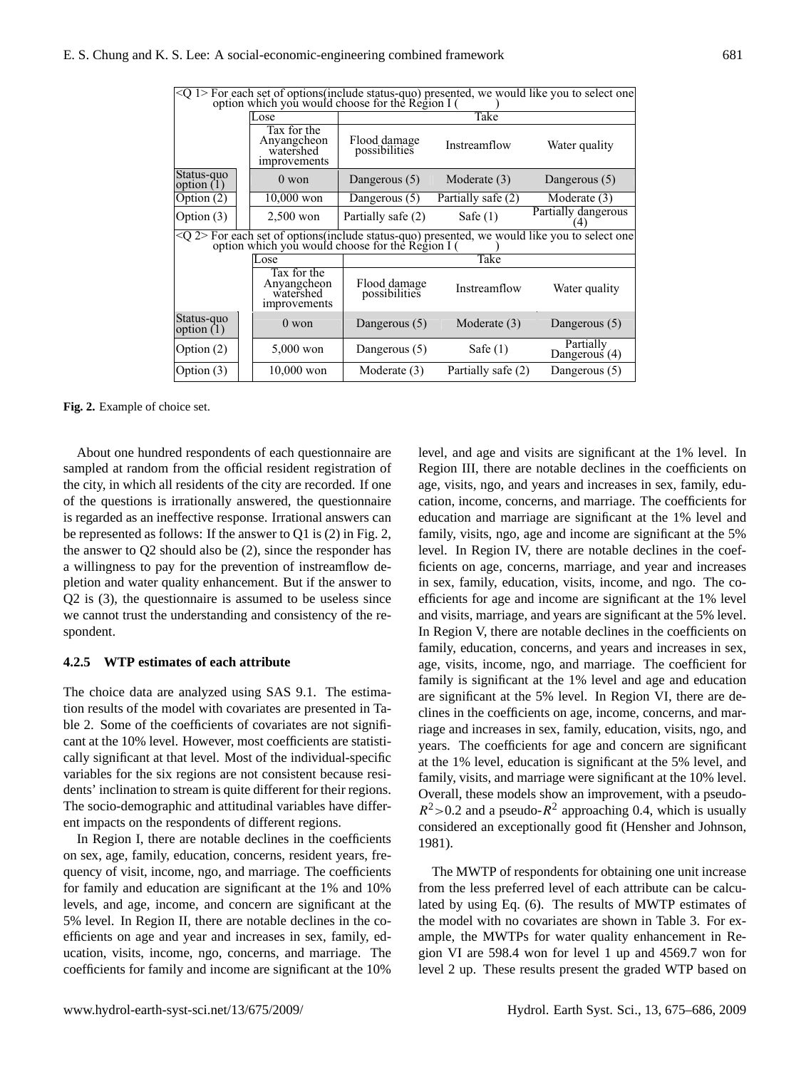| <Q 1> For each set of options(include status-quo) presented, we would like you to select one option which you would choose for the Region I (        ) | | | | |
|---|---|---|---|---|
| | Lose | Take | | |
| | Tax for the Anyangcheon watershed improvements | Flood damage possibilities | Instreamflow | Water quality |
| Status-quo option (1) | 0 won | Dangerous (5) | Moderate (3) | Dangerous (5) |
| Option (2) | 10,000 won | Dangerous (5) | Partially safe (2) | Moderate (3) |
| Option (3) | 2,500 won | Partially safe (2) | Safe (1) | Partially dangerous (4) |
| **<Q 2> For each set of options(include status-quo) presented, we would like you to select one option which you would choose for the Region I (        )** | | | | |
| | Lose | Take | | |
| | Tax for the Anyangcheon watershed improvements | Flood damage possibilities | Instreamflow | Water quality |
| Status-quo option (1) | 0 won | Dangerous (5) | Moderate (3) | Dangerous (5) |
| Option (2) | 5,000 won | Dangerous (5) | Safe (1) | Partially Dangerous (4) |
| Option (3) | 10,000 won | Moderate (3) | Partially safe (2) | Dangerous (5) |

**Fig. 2.** Example of choice set.

About one hundred respondents of each questionnaire are sampled at random from the official resident registration of the city, in which all residents of the city are recorded. If one of the questions is irrationally answered, the questionnaire is regarded as an ineffective response. Irrational answers can be represented as follows: If the answer to Q1 is (2) in Fig. 2, the answer to Q2 should also be (2), since the responder has a willingness to pay for the prevention of instreamflow depletion and water quality enhancement. But if the answer to Q2 is (3), the questionnaire is assumed to be useless since we cannot trust the understanding and consistency of the respondent.

#### 4.2.5 WTP estimates of each attribute

The choice data are analyzed using SAS 9.1. The estimation results of the model with covariates are presented in Table 2. Some of the coefficients of covariates are not significant at the 10% level. However, most coefficients are statistically significant at that level. Most of the individual-specific variables for the six regions are not consistent because residents' inclination to stream is quite different for their regions. The socio-demographic and attitudinal variables have different impacts on the respondents of different regions.

In Region I, there are notable declines in the coefficients on sex, age, family, education, concerns, resident years, frequency of visit, income, ngo, and marriage. The coefficients for family and education are significant at the 1% and 10% levels, and age, income, and concern are significant at the 5% level. In Region II, there are notable declines in the coefficients on age and year and increases in sex, family, education, visits, income, ngo, concerns, and marriage. The coefficients for family and income are significant at the 10% level, and age and visits are significant at the 1% level. In Region III, there are notable declines in the coefficients on age, visits, ngo, and years and increases in sex, family, education, income, concerns, and marriage. The coefficients for education and marriage are significant at the 1% level and family, visits, ngo, age and income are significant at the 5% level. In Region IV, there are notable declines in the coefficients on age, concerns, marriage, and year and increases in sex, family, education, visits, income, and ngo. The coefficients for age and income are significant at the 1% level and visits, marriage, and years are significant at the 5% level. In Region V, there are notable declines in the coefficients on family, education, concerns, and years and increases in sex, age, visits, income, ngo, and marriage. The coefficient for family is significant at the 1% level and age and education are significant at the 5% level. In Region VI, there are declines in the coefficients on age, income, concerns, and marriage and increases in sex, family, education, visits, ngo, and years. The coefficients for age and concern are significant at the 1% level, education is significant at the 5% level, and family, visits, and marriage were significant at the 10% level. Overall, these models show an improvement, with a pseudo-$R^2$>0.2 and a pseudo-$R^2$ approaching 0.4, which is usually considered an exceptionally good fit (Hensher and Johnson, 1981).

The MWTP of respondents for obtaining one unit increase from the less preferred level of each attribute can be calculated by using Eq. (6). The results of MWTP estimates of the model with no covariates are shown in Table 3. For example, the MWTPs for water quality enhancement in Region VI are 598.4 won for level 1 up and 4569.7 won for level 2 up. These results present the graded WTP based on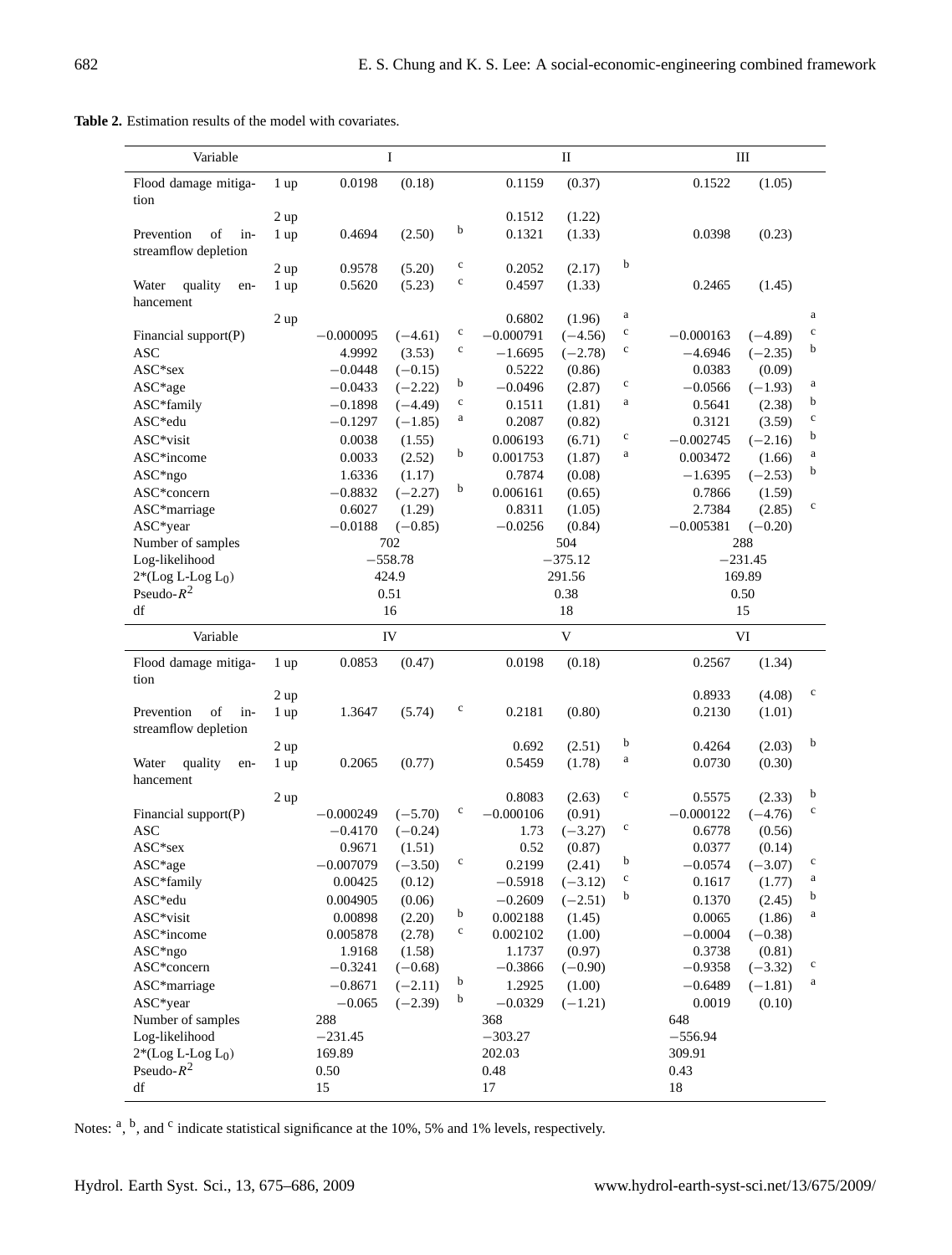**Table 2.** Estimation results of the model with covariates.

| Variable | | I | | | II | | | III | | |
|---|---|---|---|---|---|---|---|---|---|---|
| Flood damage mitigation | 1 up | 0.0198 | (0.18) | | 0.1159 | (0.37) | | 0.1522 | (1.05) | |
| | 2 up | | | | 0.1512 | (1.22) | | | | |
| Prevention of in-streamflow depletion | 1 up | 0.4694 | (2.50) | b | 0.1321 | (1.33) | | 0.0398 | (0.23) | |
| | 2 up | 0.9578 | (5.20) | c | 0.2052 | (2.17) | b | | | |
| Water quality enhancement | 1 up | 0.5620 | (5.23) | c | 0.4597 | (1.33) | | 0.2465 | (1.45) | |
| | 2 up | | | | 0.6802 | (1.96) | a | | | a |
| Financial support(P) | | −0.000095 | (−4.61) | c | −0.000791 | (−4.56) | c | −0.000163 | (−4.89) | c |
| ASC | | 4.9992 | (3.53) | c | −1.6695 | (−2.78) | c | −4.6946 | (−2.35) | b |
| ASC*sex | | −0.0448 | (−0.15) | | 0.5222 | (0.86) | | 0.0383 | (0.09) | |
| ASC*age | | −0.0433 | (−2.22) | b | −0.0496 | (2.87) | c | −0.0566 | (−1.93) | a |
| ASC*family | | −0.1898 | (−4.49) | c | 0.1511 | (1.81) | a | 0.5641 | (2.38) | b |
| ASC*edu | | −0.1297 | (−1.85) | a | 0.2087 | (0.82) | | 0.3121 | (3.59) | c |
| ASC*visit | | 0.0038 | (1.55) | | 0.006193 | (6.71) | c | −0.002745 | (−2.16) | b |
| ASC*income | | 0.0033 | (2.52) | b | 0.001753 | (1.87) | a | 0.003472 | (1.66) | a |
| ASC*ngo | | 1.6336 | (1.17) | | 0.7874 | (0.08) | | −1.6395 | (−2.53) | b |
| ASC*concern | | −0.8832 | (−2.27) | b | 0.006161 | (0.65) | | 0.7866 | (1.59) | |
| ASC*marriage | | 0.6027 | (1.29) | | 0.8311 | (1.05) | | 2.7384 | (2.85) | c |
| ASC*year | | −0.0188 | (−0.85) | | −0.0256 | (0.84) | | −0.005381 | (−0.20) | |
| Number of samples | | 702 | | | 504 | | | 288 | | |
| Log-likelihood | | −558.78 | | | −375.12 | | | −231.45 | | |
| $2^*(\text{Log L-Log L}_0)$ | | 424.9 | | | 291.56 | | | 169.89 | | |
| Pseudo-$R^2$ | | 0.51 | | | 0.38 | | | 0.50 | | |
| df | | 16 | | | 18 | | | 15 | | |

| Variable | | IV | | | V | | | VI | | |
|---|---|---|---|---|---|---|---|---|---|---|
| Flood damage mitigation | 1 up | 0.0853 | (0.47) | | 0.0198 | (0.18) | | 0.2567 | (1.34) | |
| | 2 up | | | | | | | 0.8933 | (4.08) | c |
| Prevention of in-streamflow depletion | 1 up | 1.3647 | (5.74) | c | 0.2181 | (0.80) | | 0.2130 | (1.01) | |
| | 2 up | | | | 0.692 | (2.51) | b | 0.4264 | (2.03) | b |
| Water quality enhancement | 1 up | 0.2065 | (0.77) | | 0.5459 | (1.78) | a | 0.0730 | (0.30) | |
| | 2 up | | | | 0.8083 | (2.63) | c | 0.5575 | (2.33) | b |
| Financial support(P) | | −0.000249 | (−5.70) | c | −0.000106 | (0.91) | | −0.000122 | (−4.76) | c |
| ASC | | −0.4170 | (−0.24) | | 1.73 | (−3.27) | c | 0.6778 | (0.56) | |
| ASC*sex | | 0.9671 | (1.51) | | 0.52 | (0.87) | | 0.0377 | (0.14) | |
| ASC*age | | −0.007079 | (−3.50) | c | 0.2199 | (2.41) | b | −0.0574 | (−3.07) | c |
| ASC*family | | 0.00425 | (0.12) | | −0.5918 | (−3.12) | c | 0.1617 | (1.77) | a |
| ASC*edu | | 0.004905 | (0.06) | | −0.2609 | (−2.51) | b | 0.1370 | (2.45) | b |
| ASC*visit | | 0.00898 | (2.20) | b | 0.002188 | (1.45) | | 0.0065 | (1.86) | a |
| ASC*income | | 0.005878 | (2.78) | c | 0.002102 | (1.00) | | −0.0004 | (−0.38) | |
| ASC*ngo | | 1.9168 | (1.58) | | 1.1737 | (0.97) | | 0.3738 | (0.81) | |
| ASC*concern | | −0.3241 | (−0.68) | | −0.3866 | (−0.90) | | −0.9358 | (−3.32) | c |
| ASC*marriage | | −0.8671 | (−2.11) | b | 1.2925 | (1.00) | | −0.6489 | (−1.81) | a |
| ASC*year | | −0.065 | (−2.39) | b | −0.0329 | (−1.21) | | 0.0019 | (0.10) | |
| Number of samples | | 288 | | | 368 | | | 648 | | |
| Log-likelihood | | −231.45 | | | −303.27 | | | −556.94 | | |
| $2^*(\text{Log L-Log L}_0)$ | | 169.89 | | | 202.03 | | | 309.91 | | |
| Pseudo-$R^2$ | | 0.50 | | | 0.48 | | | 0.43 | | |
| df | | 15 | | | 17 | | | 18 | | |

Notes: [a], [b], and [c] indicate statistical significance at the 10%, 5% and 1% levels, respectively.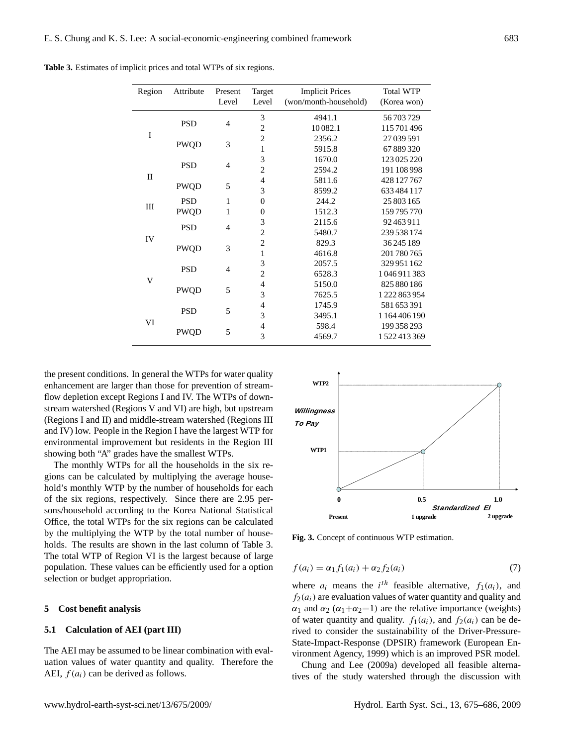**Table 3.** Estimates of implicit prices and total WTPs of six regions.

| Region | Attribute | Present Level | Target Level | Implicit Prices (won/month-household) | Total WTP (Korea won) |
|---|---|---|---|---|---|
| I | PSD | 4 | 3 | 4941.1 | 56 703 729 |
| | | | 2 | 10 082.1 | 115 701 496 |
| | PWQD | 3 | 2 | 2356.2 | 27 039 591 |
| | | | 1 | 5915.8 | 67 889 320 |
| II | PSD | 4 | 3 | 1670.0 | 123 025 220 |
| | | | 2 | 2594.2 | 191 108 998 |
| | PWQD | 5 | 4 | 5811.6 | 428 127 767 |
| | | | 3 | 8599.2 | 633 484 117 |
| III | PSD | 1 | 0 | 244.2 | 25 803 165 |
| | PWQD | 1 | 0 | 1512.3 | 159 795 770 |
| IV | PSD | 4 | 3 | 2115.6 | 92 463 911 |
| | | | 2 | 5480.7 | 239 538 174 |
| | PWQD | 3 | 2 | 829.3 | 36 245 189 |
| | | | 1 | 4616.8 | 201 780 765 |
| V | PSD | 4 | 3 | 2057.5 | 329 951 162 |
| | | | 2 | 6528.3 | 1 046 911 383 |
| | PWQD | 5 | 4 | 5150.0 | 825 880 186 |
| | | | 3 | 7625.5 | 1 222 863 954 |
| VI | PSD | 5 | 4 | 1745.9 | 581 653 391 |
| | | | 3 | 3495.1 | 1 164 406 190 |
| | PWQD | 5 | 4 | 598.4 | 199 358 293 |
| | | | 3 | 4569.7 | 1 522 413 369 |

the present conditions. In general the WTPs for water quality enhancement are larger than those for prevention of streamflow depletion except Regions I and IV. The WTPs of downstream watershed (Regions V and VI) are high, but upstream (Regions I and II) and middle-stream watershed (Regions III and IV) low. People in the Region I have the largest WTP for environmental improvement but residents in the Region III showing both "A" grades have the smallest WTPs.

The monthly WTPs for all the households in the six regions can be calculated by multiplying the average household's monthly WTP by the number of households for each of the six regions, respectively. Since there are 2.95 persons/household according to the Korea National Statistical Office, the total WTPs for the six regions can be calculated by the multiplying the WTP by the total number of households. The results are shown in the last column of Table 3. The total WTP of Region VI is the largest because of large population. These values can be efficiently used for a option selection or budget appropriation.

## 5 Cost benefit analysis

### 5.1 Calculation of AEI (part III)

The AEI may be assumed to be linear combination with evaluation values of water quantity and quality. Therefore the AEI, $f(a_i)$ can be derived as follows.

**Fig. 3.** Concept of continuous WTP estimation.

$$f(a_i) = \alpha_1 f_1(a_i) + \alpha_2 f_2(a_i) \tag{7}$$

where $a_i$ means the $i^{th}$ feasible alternative, $f_1(a_i)$, and $f_2(a_i)$ are evaluation values of water quantity and quality and $\alpha_1$ and $\alpha_2$ ($\alpha_1$+$\alpha_2$=1) are the relative importance (weights) of water quantity and quality. $f_1(a_i)$, and $f_2(a_i)$ can be derived to consider the sustainability of the Driver-Pressure-State-Impact-Response (DPSIR) framework (European Environment Agency, 1999) which is an improved PSR model.

Chung and Lee (2009a) developed all feasible alternatives of the study watershed through the discussion with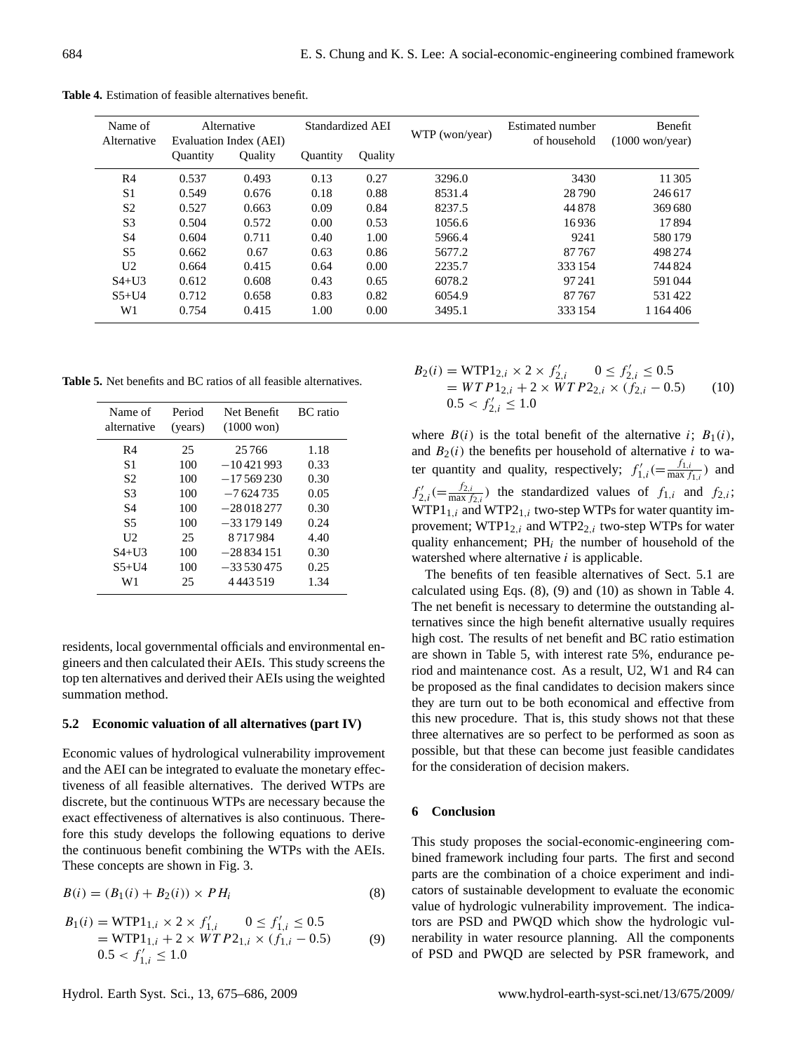**Table 4.** Estimation of feasible alternatives benefit.

| Name of Alternative | Alternative Evaluation Index (AEI) | | Standardized AEI | | WTP (won/year) | Estimated number of household | Benefit (1000 won/year) |
|---|---|---|---|---|---|---|---|
| | Quantity | Quality | Quantity | Quality | | | |
| R4 | 0.537 | 0.493 | 0.13 | 0.27 | 3296.0 | 3430 | 11 305 |
| S1 | 0.549 | 0.676 | 0.18 | 0.88 | 8531.4 | 28 790 | 246 617 |
| S2 | 0.527 | 0.663 | 0.09 | 0.84 | 8237.5 | 44 878 | 369 680 |
| S3 | 0.504 | 0.572 | 0.00 | 0.53 | 1056.6 | 16 936 | 17 894 |
| S4 | 0.604 | 0.711 | 0.40 | 1.00 | 5966.4 | 9241 | 580 179 |
| S5 | 0.662 | 0.67 | 0.63 | 0.86 | 5677.2 | 87 767 | 498 274 |
| U2 | 0.664 | 0.415 | 0.64 | 0.00 | 2235.7 | 333 154 | 744 824 |
| S4+U3 | 0.612 | 0.608 | 0.43 | 0.65 | 6078.2 | 97 241 | 591 044 |
| S5+U4 | 0.712 | 0.658 | 0.83 | 0.82 | 6054.9 | 87 767 | 531 422 |
| W1 | 0.754 | 0.415 | 1.00 | 0.00 | 3495.1 | 333 154 | 1 164 406 |

**Table 5.** Net benefits and BC ratios of all feasible alternatives.

| Name of alternative | Period (years) | Net Benefit (1000 won) | BC ratio |
|---|---|---|---|
| R4 | 25 | 25 766 | 1.18 |
| S1 | 100 | −10 421 993 | 0.33 |
| S2 | 100 | −17 569 230 | 0.30 |
| S3 | 100 | −7 624 735 | 0.05 |
| S4 | 100 | −28 018 277 | 0.30 |
| S5 | 100 | −33 179 149 | 0.24 |
| U2 | 25 | 8 717 984 | 4.40 |
| S4+U3 | 100 | −28 834 151 | 0.30 |
| S5+U4 | 100 | −33 530 475 | 0.25 |
| W1 | 25 | 4 443 519 | 1.34 |

residents, local governmental officials and environmental engineers and then calculated their AEIs. This study screens the top ten alternatives and derived their AEIs using the weighted summation method.

### 5.2 Economic valuation of all alternatives (part IV)

Economic values of hydrological vulnerability improvement and the AEI can be integrated to evaluate the monetary effectiveness of all feasible alternatives. The derived WTPs are discrete, but the continuous WTPs are necessary because the exact effectiveness of alternatives is also continuous. Therefore this study develops the following equations to derive the continuous benefit combining the WTPs with the AEIs. These concepts are shown in Fig. 3.

$$B(i) = (B_1(i) + B_2(i)) \times PH_i \tag{8}$$

$$\begin{aligned} B_1(i) &= \mathrm{WTP1}_{1,i} \times 2 \times f'_{1,i} \qquad 0 \le f'_{1,i} \le 0.5 \\ &= \mathrm{WTP1}_{1,i} + 2 \times WTP2_{1,i} \times (f_{1,i} - 0.5) \\ & \quad 0.5 < f'_{1,i} \le 1.0 \end{aligned} \tag{9}$$

$$\begin{aligned} B_2(i) &= \mathrm{WTP1}_{2,i} \times 2 \times f'_{2,i} \qquad 0 \le f'_{2,i} \le 0.5 \\ &= WTP1_{2,i} + 2 \times WTP2_{2,i} \times (f_{2,i} - 0.5) \\ & \quad 0.5 < f'_{2,i} \le 1.0 \end{aligned} \tag{10}$$

where $B(i)$ is the total benefit of the alternative $i$; $B_1(i)$, and $B_2(i)$ the benefits per household of alternative $i$ to water quantity and quality, respectively; $f'_{1,i}(=\frac{f_{1,i}}{\max f_{1,i}})$ and $f'_{2,i}(=\frac{f_{2,i}}{\max f_{2,i}})$ the standardized values of $f_{1,i}$ and $f_{2,i}$; $\mathrm{WTP1}_{1,i}$ and $\mathrm{WTP2}_{1,i}$ two-step WTPs for water quantity improvement; $\mathrm{WTP1}_{2,i}$ and $\mathrm{WTP2}_{2,i}$ two-step WTPs for water quality enhancement; $\mathrm{PH}_i$ the number of household of the watershed where alternative $i$ is applicable.

The benefits of ten feasible alternatives of Sect. 5.1 are calculated using Eqs. (8), (9) and (10) as shown in Table 4. The net benefit is necessary to determine the outstanding alternatives since the high benefit alternative usually requires high cost. The results of net benefit and BC ratio estimation are shown in Table 5, with interest rate 5%, endurance period and maintenance cost. As a result, U2, W1 and R4 can be proposed as the final candidates to decision makers since they are turn out to be both economical and effective from this new procedure. That is, this study shows not that these three alternatives are so perfect to be performed as soon as possible, but that these can become just feasible candidates for the consideration of decision makers.

## 6 Conclusion

This study proposes the social-economic-engineering combined framework including four parts. The first and second parts are the combination of a choice experiment and indicators of sustainable development to evaluate the economic value of hydrologic vulnerability improvement. The indicators are PSD and PWQD which show the hydrologic vulnerability in water resource planning. All the components of PSD and PWQD are selected by PSR framework, and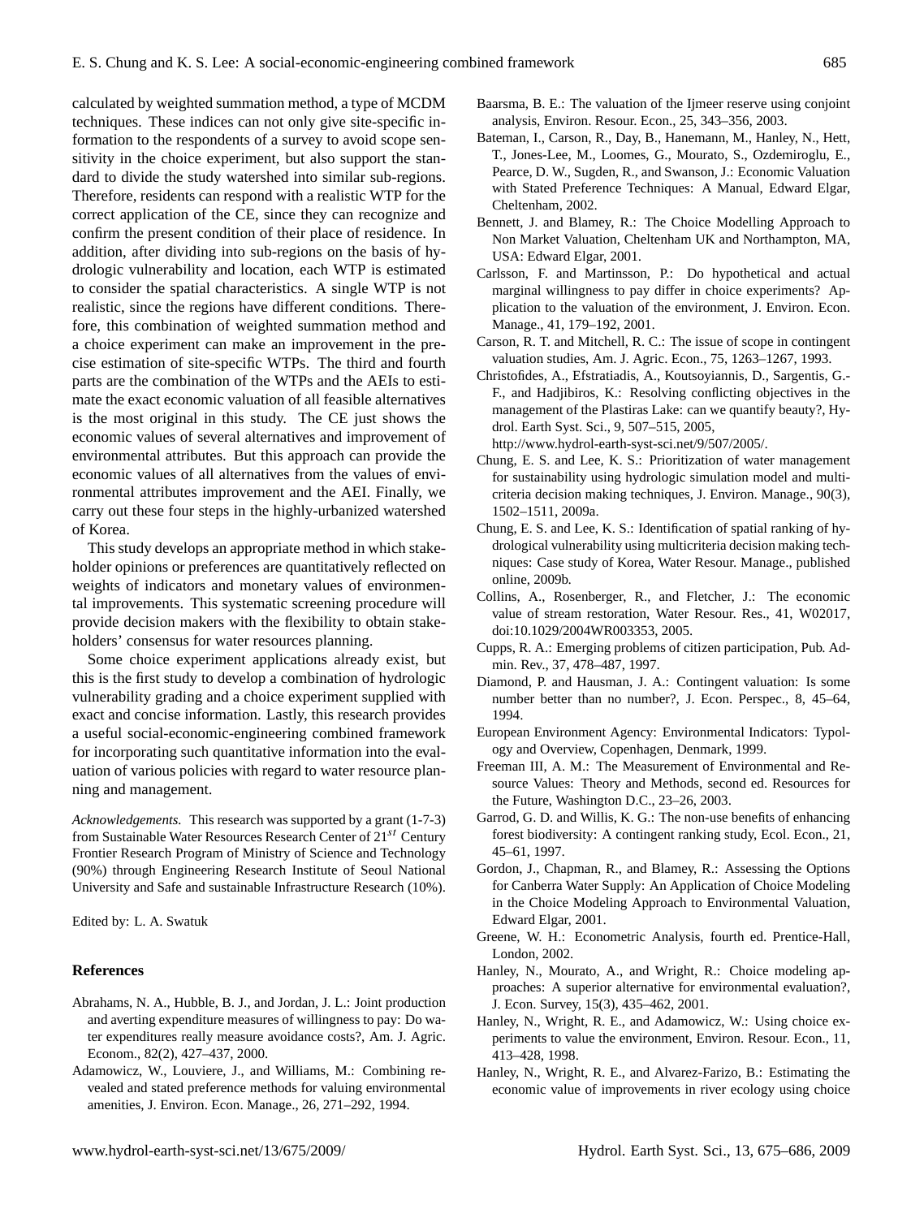calculated by weighted summation method, a type of MCDM techniques. These indices can not only give site-specific information to the respondents of a survey to avoid scope sensitivity in the choice experiment, but also support the standard to divide the study watershed into similar sub-regions. Therefore, residents can respond with a realistic WTP for the correct application of the CE, since they can recognize and confirm the present condition of their place of residence. In addition, after dividing into sub-regions on the basis of hydrologic vulnerability and location, each WTP is estimated to consider the spatial characteristics. A single WTP is not realistic, since the regions have different conditions. Therefore, this combination of weighted summation method and a choice experiment can make an improvement in the precise estimation of site-specific WTPs. The third and fourth parts are the combination of the WTPs and the AEIs to estimate the exact economic valuation of all feasible alternatives is the most original in this study. The CE just shows the economic values of several alternatives and improvement of environmental attributes. But this approach can provide the economic values of all alternatives from the values of environmental attributes improvement and the AEI. Finally, we carry out these four steps in the highly-urbanized watershed of Korea.

This study develops an appropriate method in which stakeholder opinions or preferences are quantitatively reflected on weights of indicators and monetary values of environmental improvements. This systematic screening procedure will provide decision makers with the flexibility to obtain stakeholders' consensus for water resources planning.

Some choice experiment applications already exist, but this is the first study to develop a combination of hydrologic vulnerability grading and a choice experiment supplied with exact and concise information. Lastly, this research provides a useful social-economic-engineering combined framework for incorporating such quantitative information into the evaluation of various policies with regard to water resource planning and management.

*Acknowledgements.* This research was supported by a grant (1-7-3) from Sustainable Water Resources Research Center of $21^{st}$ Century Frontier Research Program of Ministry of Science and Technology (90%) through Engineering Research Institute of Seoul National University and Safe and sustainable Infrastructure Research (10%).

Edited by: L. A. Swatuk

## References

Abrahams, N. A., Hubble, B. J., and Jordan, J. L.: Joint production and averting expenditure measures of willingness to pay: Do water expenditures really measure avoidance costs?, Am. J. Agric. Econom., 82(2), 427–437, 2000.

Adamowicz, W., Louviere, J., and Williams, M.: Combining revealed and stated preference methods for valuing environmental amenities, J. Environ. Econ. Manage., 26, 271–292, 1994.

Baarsma, B. E.: The valuation of the Ijmeer reserve using conjoint analysis, Environ. Resour. Econ., 25, 343–356, 2003.

Bateman, I., Carson, R., Day, B., Hanemann, M., Hanley, N., Hett, T., Jones-Lee, M., Loomes, G., Mourato, S., Ozdemiroglu, E., Pearce, D. W., Sugden, R., and Swanson, J.: Economic Valuation with Stated Preference Techniques: A Manual, Edward Elgar, Cheltenham, 2002.

Bennett, J. and Blamey, R.: The Choice Modelling Approach to Non Market Valuation, Cheltenham UK and Northampton, MA, USA: Edward Elgar, 2001.

Carlsson, F. and Martinsson, P.: Do hypothetical and actual marginal willingness to pay differ in choice experiments? Application to the valuation of the environment, J. Environ. Econ. Manage., 41, 179–192, 2001.

Carson, R. T. and Mitchell, R. C.: The issue of scope in contingent valuation studies, Am. J. Agric. Econ., 75, 1263–1267, 1993.

Christofides, A., Efstratiadis, A., Koutsoyiannis, D., Sargentis, G.-F., and Hadjibiros, K.: Resolving conflicting objectives in the management of the Plastiras Lake: can we quantify beauty?, Hydrol. Earth Syst. Sci., 9, 507–515, 2005, http://www.hydrol-earth-syst-sci.net/9/507/2005/.

Chung, E. S. and Lee, K. S.: Prioritization of water management for sustainability using hydrologic simulation model and multicriteria decision making techniques, J. Environ. Manage., 90(3), 1502–1511, 2009a.

Chung, E. S. and Lee, K. S.: Identification of spatial ranking of hydrological vulnerability using multicriteria decision making techniques: Case study of Korea, Water Resour. Manage., published online, 2009b.

Collins, A., Rosenberger, R., and Fletcher, J.: The economic value of stream restoration, Water Resour. Res., 41, W02017, doi:10.1029/2004WR003353, 2005.

Cupps, R. A.: Emerging problems of citizen participation, Pub. Admin. Rev., 37, 478–487, 1997.

Diamond, P. and Hausman, J. A.: Contingent valuation: Is some number better than no number?, J. Econ. Perspec., 8, 45–64, 1994.

European Environment Agency: Environmental Indicators: Typology and Overview, Copenhagen, Denmark, 1999.

Freeman III, A. M.: The Measurement of Environmental and Resource Values: Theory and Methods, second ed. Resources for the Future, Washington D.C., 23–26, 2003.

Garrod, G. D. and Willis, K. G.: The non-use benefits of enhancing forest biodiversity: A contingent ranking study, Ecol. Econ., 21, 45–61, 1997.

Gordon, J., Chapman, R., and Blamey, R.: Assessing the Options for Canberra Water Supply: An Application of Choice Modeling in the Choice Modeling Approach to Environmental Valuation, Edward Elgar, 2001.

Greene, W. H.: Econometric Analysis, fourth ed. Prentice-Hall, London, 2002.

Hanley, N., Mourato, A., and Wright, R.: Choice modeling approaches: A superior alternative for environmental evaluation?, J. Econ. Survey, 15(3), 435–462, 2001.

Hanley, N., Wright, R. E., and Adamowicz, W.: Using choice experiments to value the environment, Environ. Resour. Econ., 11, 413–428, 1998.

Hanley, N., Wright, R. E., and Alvarez-Farizo, B.: Estimating the economic value of improvements in river ecology using choice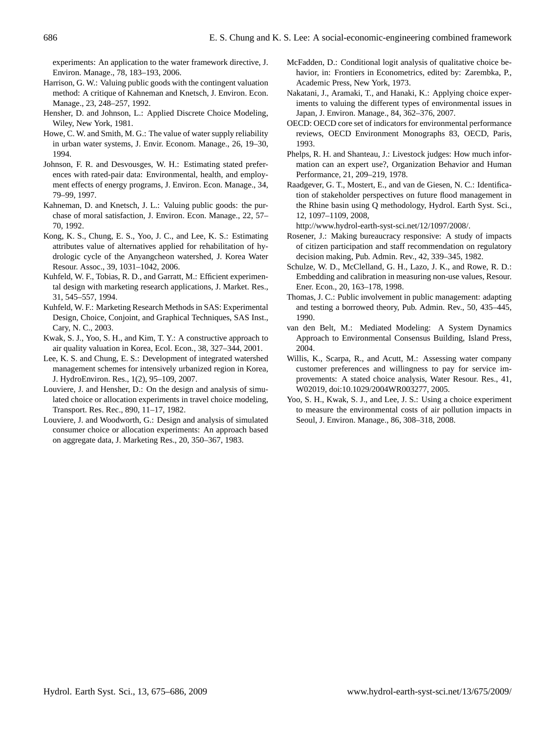experiments: An application to the water framework directive, J. Environ. Manage., 78, 183–193, 2006.

Harrison, G. W.: Valuing public goods with the contingent valuation method: A critique of Kahneman and Knetsch, J. Environ. Econ. Manage., 23, 248–257, 1992.

Hensher, D. and Johnson, L.: Applied Discrete Choice Modeling, Wiley, New York, 1981.

Howe, C. W. and Smith, M. G.: The value of water supply reliability in urban water systems, J. Envir. Econom. Manage., 26, 19–30, 1994.

Johnson, F. R. and Desvousges, W. H.: Estimating stated preferences with rated-pair data: Environmental, health, and employment effects of energy programs, J. Environ. Econ. Manage., 34, 79–99, 1997.

Kahneman, D. and Knetsch, J. L.: Valuing public goods: the purchase of moral satisfaction, J. Environ. Econ. Manage., 22, 57–70, 1992.

Kong, K. S., Chung, E. S., Yoo, J. C., and Lee, K. S.: Estimating attributes value of alternatives applied for rehabilitation of hydrologic cycle of the Anyangcheon watershed, J. Korea Water Resour. Assoc., 39, 1031–1042, 2006.

Kuhfeld, W. F., Tobias, R. D., and Garratt, M.: Efficient experimental design with marketing research applications, J. Market. Res., 31, 545–557, 1994.

Kuhfeld, W. F.: Marketing Research Methods in SAS: Experimental Design, Choice, Conjoint, and Graphical Techniques, SAS Inst., Cary, N. C., 2003.

Kwak, S. J., Yoo, S. H., and Kim, T. Y.: A constructive approach to air quality valuation in Korea, Ecol. Econ., 38, 327–344, 2001.

Lee, K. S. and Chung, E. S.: Development of integrated watershed management schemes for intensively urbanized region in Korea, J. HydroEnviron. Res., 1(2), 95–109, 2007.

Louviere, J. and Hensher, D.: On the design and analysis of simulated choice or allocation experiments in travel choice modeling, Transport. Res. Rec., 890, 11–17, 1982.

Louviere, J. and Woodworth, G.: Design and analysis of simulated consumer choice or allocation experiments: An approach based on aggregate data, J. Marketing Res., 20, 350–367, 1983.

McFadden, D.: Conditional logit analysis of qualitative choice behavior, in: Frontiers in Econometrics, edited by: Zarembka, P., Academic Press, New York, 1973.

Nakatani, J., Aramaki, T., and Hanaki, K.: Applying choice experiments to valuing the different types of environmental issues in Japan, J. Environ. Manage., 84, 362–376, 2007.

OECD: OECD core set of indicators for environmental performance reviews, OECD Environment Monographs 83, OECD, Paris, 1993.

Phelps, R. H. and Shanteau, J.: Livestock judges: How much information can an expert use?, Organization Behavior and Human Performance, 21, 209–219, 1978.

Raadgever, G. T., Mostert, E., and van de Giesen, N. C.: Identification of stakeholder perspectives on future flood management in the Rhine basin using Q methodology, Hydrol. Earth Syst. Sci., 12, 1097–1109, 2008, http://www.hydrol-earth-syst-sci.net/12/1097/2008/.

Rosener, J.: Making bureaucracy responsive: A study of impacts of citizen participation and staff recommendation on regulatory decision making, Pub. Admin. Rev., 42, 339–345, 1982.

Schulze, W. D., McClelland, G. H., Lazo, J. K., and Rowe, R. D.: Embedding and calibration in measuring non-use values, Resour. Ener. Econ., 20, 163–178, 1998.

Thomas, J. C.: Public involvement in public management: adapting and testing a borrowed theory, Pub. Admin. Rev., 50, 435–445, 1990.

van den Belt, M.: Mediated Modeling: A System Dynamics Approach to Environmental Consensus Building, Island Press, 2004.

Willis, K., Scarpa, R., and Acutt, M.: Assessing water company customer preferences and willingness to pay for service improvements: A stated choice analysis, Water Resour. Res., 41, W02019, doi:10.1029/2004WR003277, 2005.

Yoo, S. H., Kwak, S. J., and Lee, J. S.: Using a choice experiment to measure the environmental costs of air pollution impacts in Seoul, J. Environ. Manage., 86, 308–318, 2008.